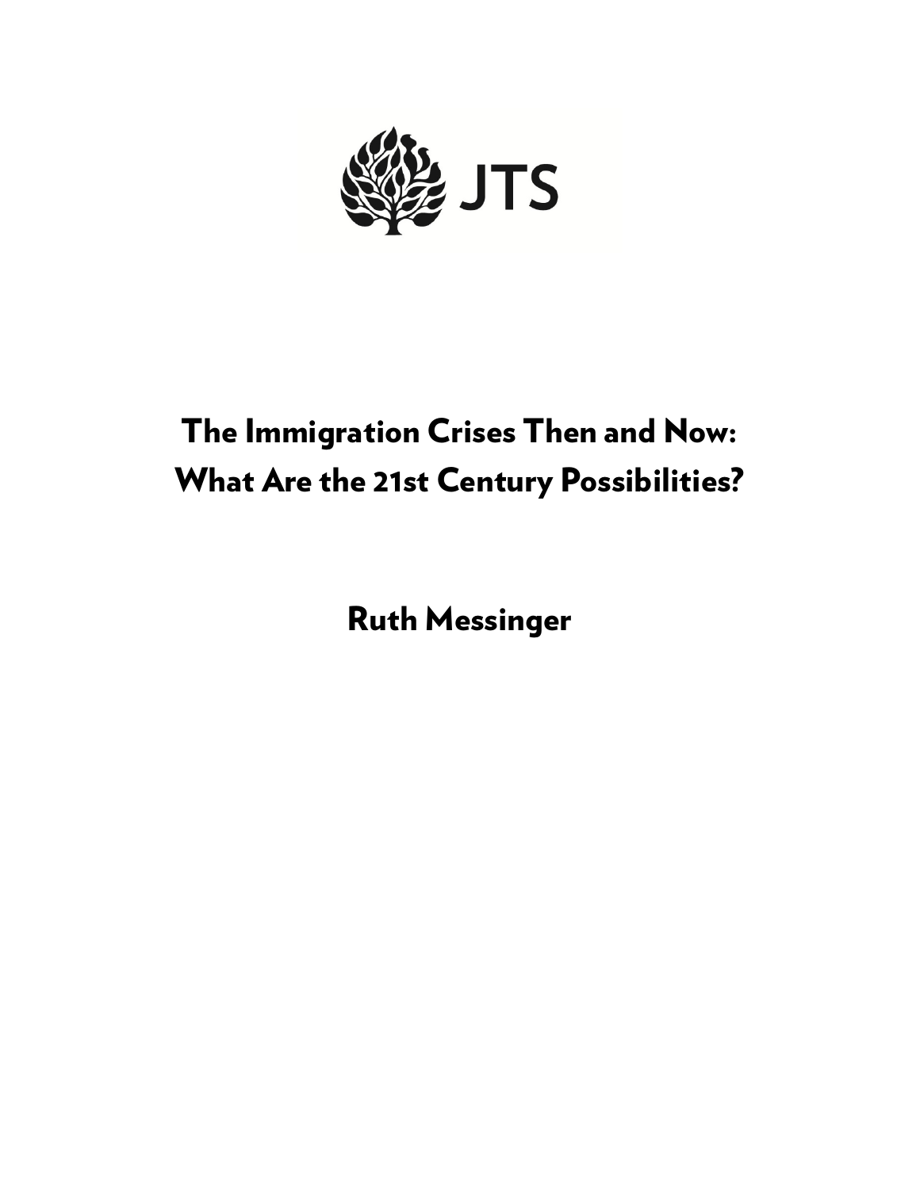JTS

# The Immigration Crises Then and Now: What Are the 21st Century Possibilities?

## Ruth Messinger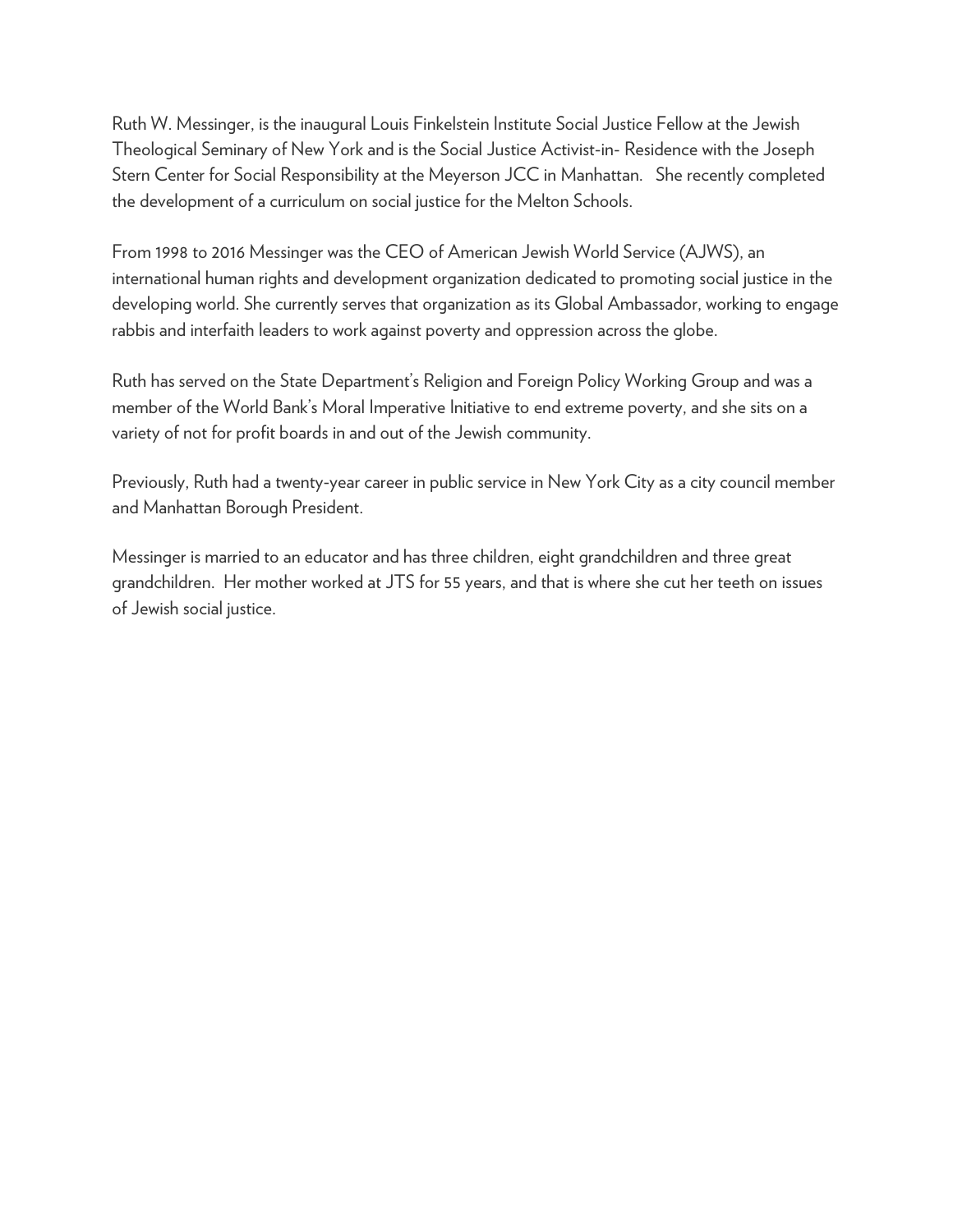Ruth W. Messinger, is the inaugural Louis Finkelstein Institute Social Justice Fellow at the Jewish Theological Seminary of New York and is the Social Justice Activist-in- Residence with the Joseph Stern Center for Social Responsibility at the Meyerson JCC in Manhattan. She recently completed the development of a curriculum on social justice for the Melton Schools.

From 1998 to 2016 Messinger was the CEO of American Jewish World Service (AJWS), an international human rights and development organization dedicated to promoting social justice in the developing world. She currently serves that organization as its Global Ambassador, working to engage rabbis and interfaith leaders to work against poverty and oppression across the globe.

Ruth has served on the State Department's Religion and Foreign Policy Working Group and was a member of the World Bank's Moral Imperative Initiative to end extreme poverty, and she sits on a variety of not for profit boards in and out of the Jewish community.

Previously, Ruth had a twenty-year career in public service in New York City as a city council member and Manhattan Borough President.

Messinger is married to an educator and has three children, eight grandchildren and three great grandchildren. Her mother worked at JTS for 55 years, and that is where she cut her teeth on issues of Jewish social justice.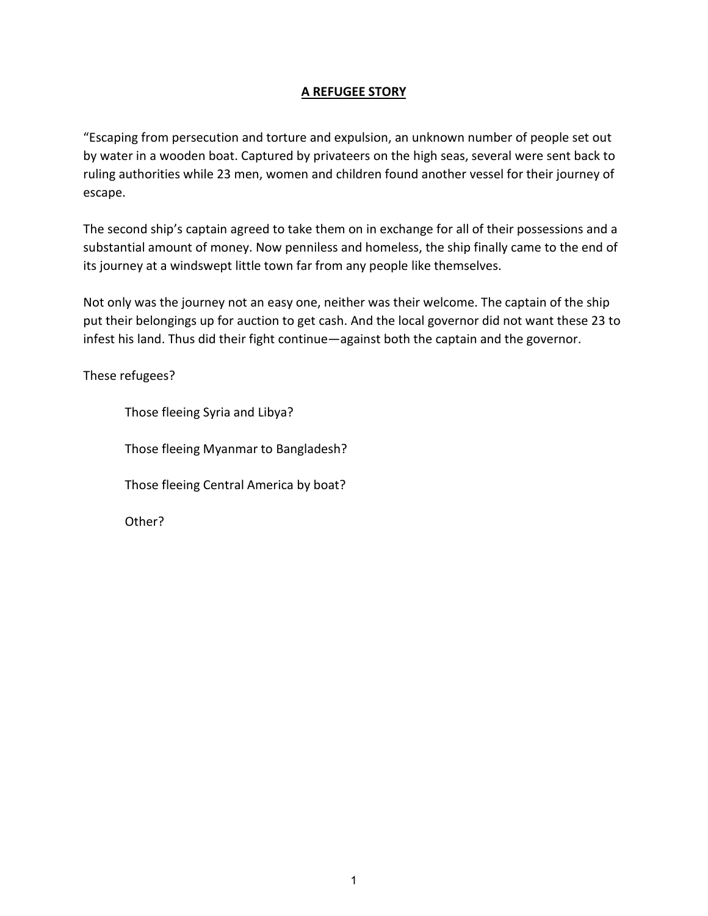**A REFUGEE STORY**

"Escaping from persecution and torture and expulsion, an unknown number of people set out by water in a wooden boat. Captured by privateers on the high seas, several were sent back to ruling authorities while 23 men, women and children found another vessel for their journey of escape.

The second ship's captain agreed to take them on in exchange for all of their possessions and a substantial amount of money. Now penniless and homeless, the ship finally came to the end of its journey at a windswept little town far from any people like themselves.

Not only was the journey not an easy one, neither was their welcome. The captain of the ship put their belongings up for auction to get cash. And the local governor did not want these 23 to infest his land. Thus did their fight continue—against both the captain and the governor.

These refugees?

> Those fleeing Syria and Libya?
>
> Those fleeing Myanmar to Bangladesh?
>
> Those fleeing Central America by boat?
>
> Other?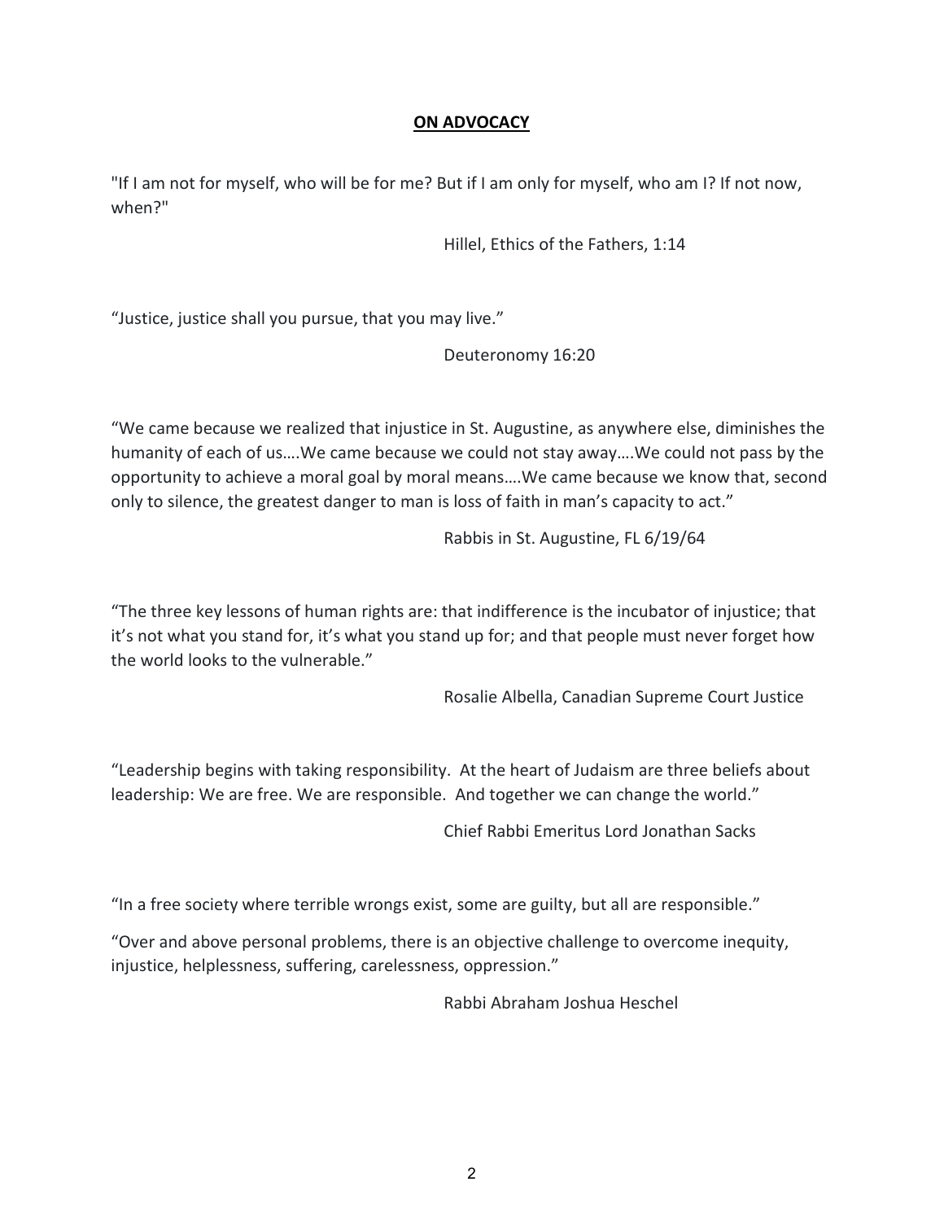## ON ADVOCACY

"If I am not for myself, who will be for me? But if I am only for myself, who am I? If not now, when?"

Hillel, Ethics of the Fathers, 1:14

"Justice, justice shall you pursue, that you may live."

Deuteronomy 16:20

"We came because we realized that injustice in St. Augustine, as anywhere else, diminishes the humanity of each of us….We came because we could not stay away….We could not pass by the opportunity to achieve a moral goal by moral means….We came because we know that, second only to silence, the greatest danger to man is loss of faith in man's capacity to act."

Rabbis in St. Augustine, FL 6/19/64

"The three key lessons of human rights are: that indifference is the incubator of injustice; that it's not what you stand for, it's what you stand up for; and that people must never forget how the world looks to the vulnerable."

Rosalie Albella, Canadian Supreme Court Justice

"Leadership begins with taking responsibility. At the heart of Judaism are three beliefs about leadership: We are free. We are responsible. And together we can change the world."

Chief Rabbi Emeritus Lord Jonathan Sacks

"In a free society where terrible wrongs exist, some are guilty, but all are responsible."

"Over and above personal problems, there is an objective challenge to overcome inequity, injustice, helplessness, suffering, carelessness, oppression."

Rabbi Abraham Joshua Heschel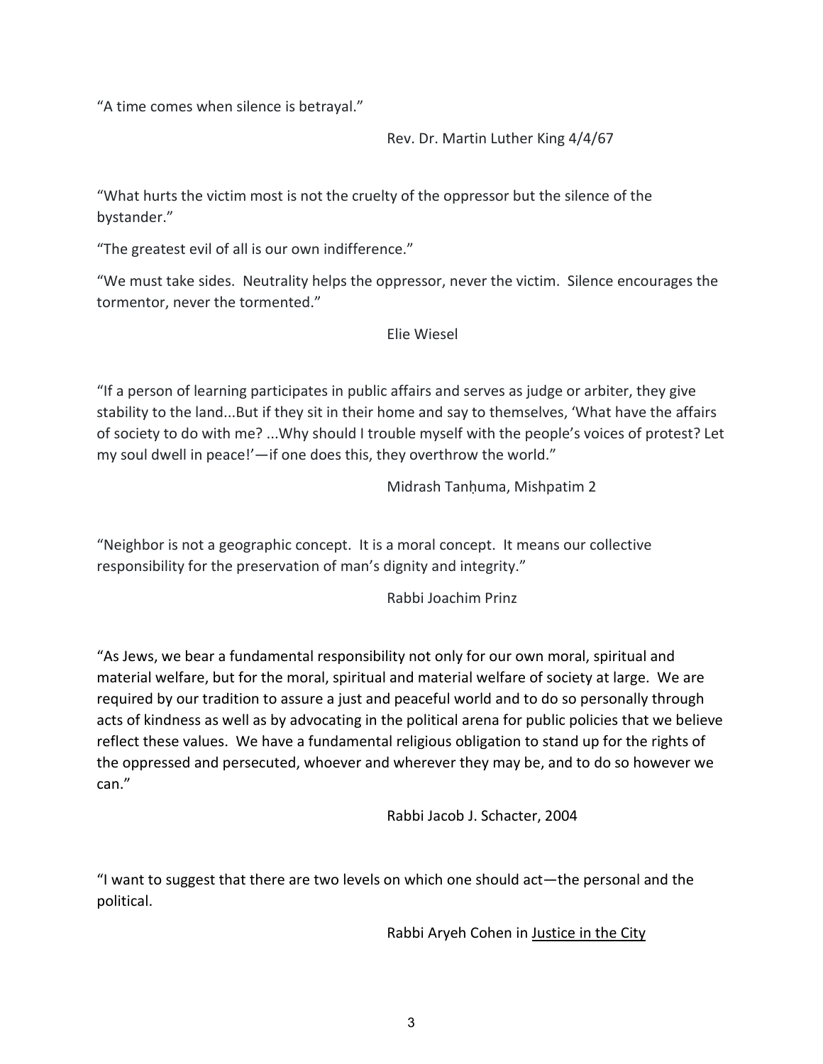"A time comes when silence is betrayal."

Rev. Dr. Martin Luther King 4/4/67

"What hurts the victim most is not the cruelty of the oppressor but the silence of the bystander."

"The greatest evil of all is our own indifference."

"We must take sides. Neutrality helps the oppressor, never the victim. Silence encourages the tormentor, never the tormented."

Elie Wiesel

"If a person of learning participates in public affairs and serves as judge or arbiter, they give stability to the land...But if they sit in their home and say to themselves, 'What have the affairs of society to do with me? ...Why should I trouble myself with the people's voices of protest? Let my soul dwell in peace!'—if one does this, they overthrow the world."

Midrash Tanḥuma, Mishpatim 2

"Neighbor is not a geographic concept. It is a moral concept. It means our collective responsibility for the preservation of man's dignity and integrity."

Rabbi Joachim Prinz

"As Jews, we bear a fundamental responsibility not only for our own moral, spiritual and material welfare, but for the moral, spiritual and material welfare of society at large. We are required by our tradition to assure a just and peaceful world and to do so personally through acts of kindness as well as by advocating in the political arena for public policies that we believe reflect these values. We have a fundamental religious obligation to stand up for the rights of the oppressed and persecuted, whoever and wherever they may be, and to do so however we can."

Rabbi Jacob J. Schacter, 2004

"I want to suggest that there are two levels on which one should act—the personal and the political.

Rabbi Aryeh Cohen in <u>Justice in the City</u>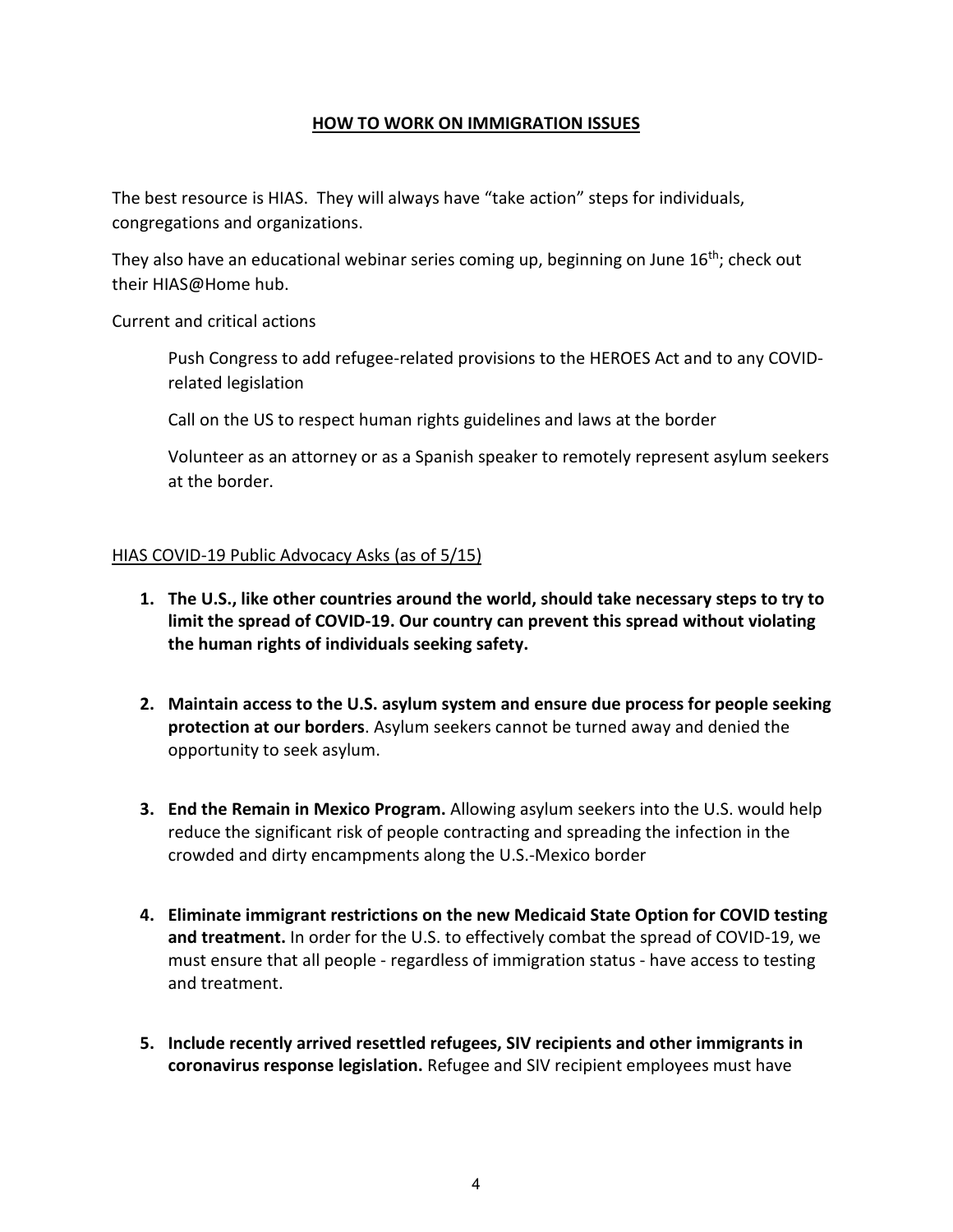# HOW TO WORK ON IMMIGRATION ISSUES

The best resource is HIAS. They will always have "take action" steps for individuals, congregations and organizations.

They also have an educational webinar series coming up, beginning on June 16th; check out their HIAS@Home hub.

Current and critical actions

> Push Congress to add refugee-related provisions to the HEROES Act and to any COVID-related legislation
>
> Call on the US to respect human rights guidelines and laws at the border
>
> Volunteer as an attorney or as a Spanish speaker to remotely represent asylum seekers at the border.

## HIAS COVID-19 Public Advocacy Asks (as of 5/15)

1. **The U.S., like other countries around the world, should take necessary steps to try to limit the spread of COVID-19. Our country can prevent this spread without violating the human rights of individuals seeking safety.**

2. **Maintain access to the U.S. asylum system and ensure due process for people seeking protection at our borders**. Asylum seekers cannot be turned away and denied the opportunity to seek asylum.

3. **End the Remain in Mexico Program.** Allowing asylum seekers into the U.S. would help reduce the significant risk of people contracting and spreading the infection in the crowded and dirty encampments along the U.S.-Mexico border

4. **Eliminate immigrant restrictions on the new Medicaid State Option for COVID testing and treatment.** In order for the U.S. to effectively combat the spread of COVID-19, we must ensure that all people - regardless of immigration status - have access to testing and treatment.

5. **Include recently arrived resettled refugees, SIV recipients and other immigrants in coronavirus response legislation.** Refugee and SIV recipient employees must have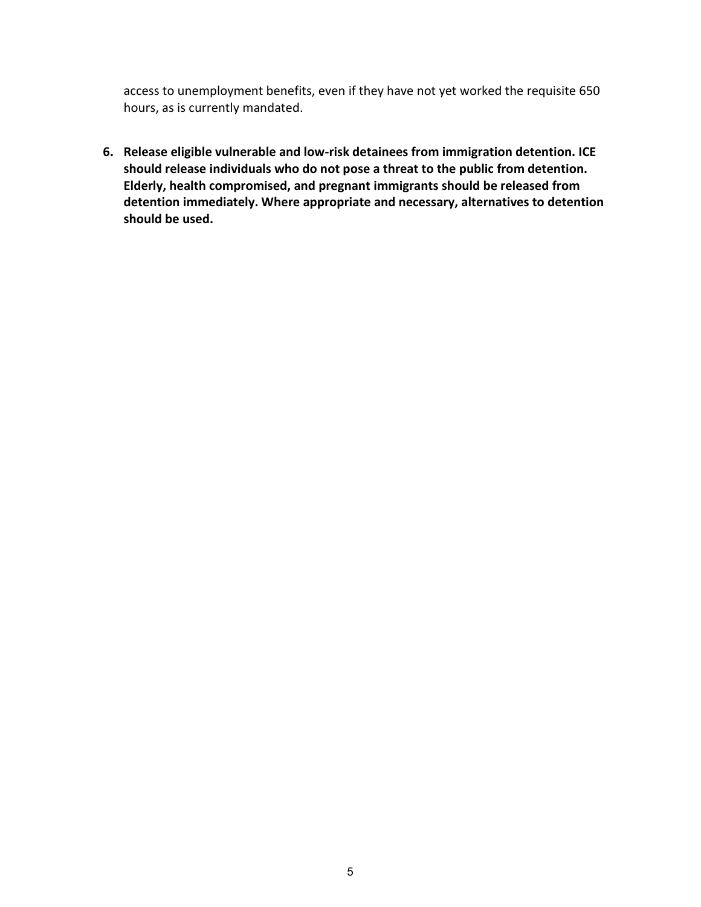access to unemployment benefits, even if they have not yet worked the requisite 650 hours, as is currently mandated.

6. **Release eligible vulnerable and low-risk detainees from immigration detention. ICE should release individuals who do not pose a threat to the public from detention. Elderly, health compromised, and pregnant immigrants should be released from detention immediately. Where appropriate and necessary, alternatives to detention should be used.**